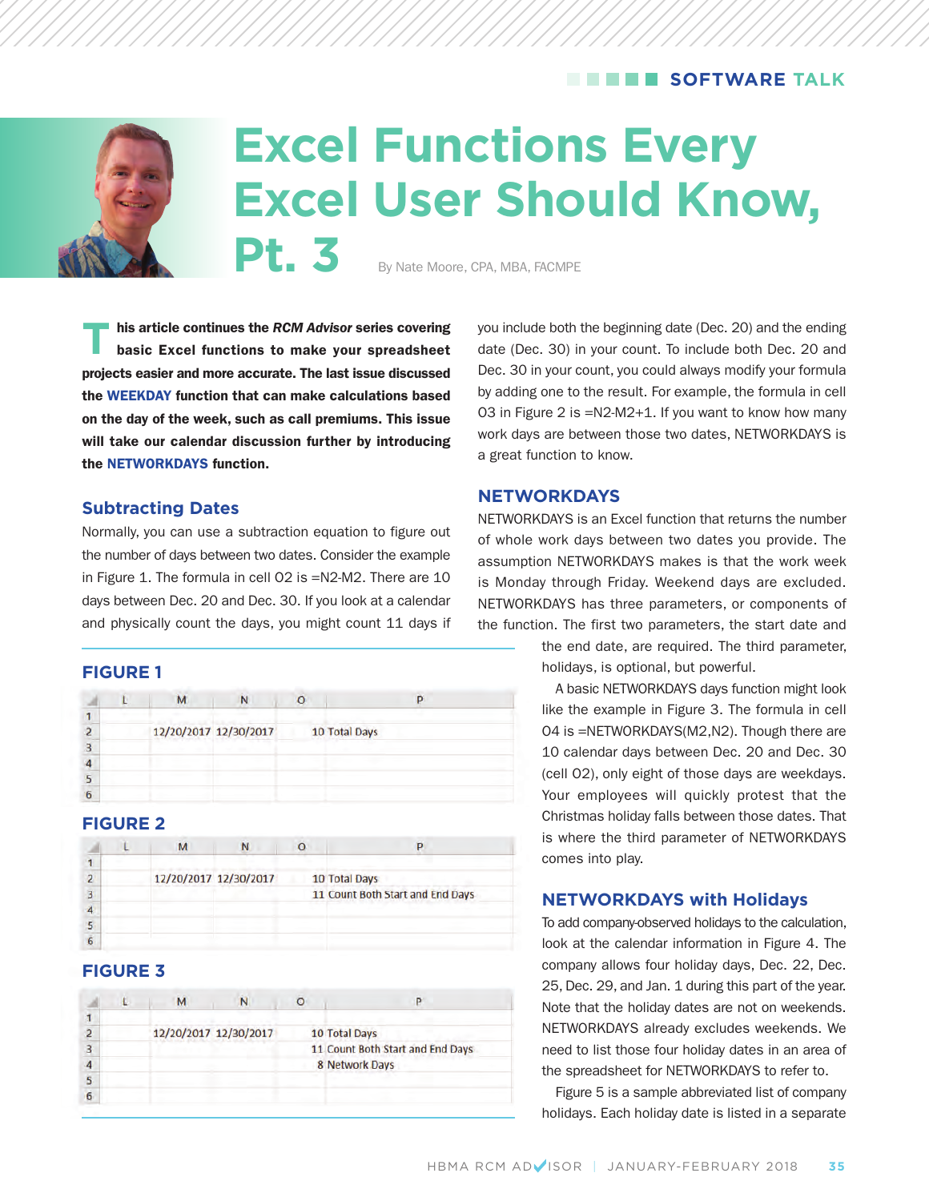# Excel Functions Every Excel User Should Know, Pt. 3

By Nate Moore, CPA, MBA, FACMPE

**This article continues the *RCM Advisor* series covering basic Excel functions to make your spreadsheet projects easier and more accurate. The last issue discussed the WEEKDAY function that can make calculations based on the day of the week, such as call premiums. This issue will take our calendar discussion further by introducing the NETWORKDAYS function.**

## Subtracting Dates

Normally, you can use a subtraction equation to figure out the number of days between two dates. Consider the example in Figure 1. The formula in cell O2 is =N2-M2. There are 10 days between Dec. 20 and Dec. 30. If you look at a calendar and physically count the days, you might count 11 days if you include both the beginning date (Dec. 20) and the ending date (Dec. 30) in your count. To include both Dec. 20 and Dec. 30 in your count, you could always modify your formula by adding one to the result. For example, the formula in cell O3 in Figure 2 is =N2-M2+1. If you want to know how many work days are between those two dates, NETWORKDAYS is a great function to know.

### FIGURE 1

| | L | M | N | O | P |
|---|---|---|---|---|---|
| 1 | | | | | |
| 2 | | 12/20/2017 | 12/30/2017 | 10 | Total Days |
| 3 | | | | | |
| 4 | | | | | |
| 5 | | | | | |
| 6 | | | | | |

### FIGURE 2

| | L | M | N | O | P |
|---|---|---|---|---|---|
| 1 | | | | | |
| 2 | | 12/20/2017 | 12/30/2017 | 10 | Total Days |
| 3 | | | | 11 | Count Both Start and End Days |
| 4 | | | | | |
| 5 | | | | | |
| 6 | | | | | |

### FIGURE 3

| | L | M | N | O | P |
|---|---|---|---|---|---|
| 1 | | | | | |
| 2 | | 12/20/2017 | 12/30/2017 | 10 | Total Days |
| 3 | | | | 11 | Count Both Start and End Days |
| 4 | | | | 8 | Network Days |
| 5 | | | | | |
| 6 | | | | | |

## NETWORKDAYS

NETWORKDAYS is an Excel function that returns the number of whole work days between two dates you provide. The assumption NETWORKDAYS makes is that the work week is Monday through Friday. Weekend days are excluded. NETWORKDAYS has three parameters, or components of the function. The first two parameters, the start date and the end date, are required. The third parameter, holidays, is optional, but powerful.

A basic NETWORKDAYS days function might look like the example in Figure 3. The formula in cell O4 is =NETWORKDAYS(M2,N2). Though there are 10 calendar days between Dec. 20 and Dec. 30 (cell O2), only eight of those days are weekdays. Your employees will quickly protest that the Christmas holiday falls between those dates. That is where the third parameter of NETWORKDAYS comes into play.

## NETWORKDAYS with Holidays

To add company-observed holidays to the calculation, look at the calendar information in Figure 4. The company allows four holiday days, Dec. 22, Dec. 25, Dec. 29, and Jan. 1 during this part of the year. Note that the holiday dates are not on weekends. NETWORKDAYS already excludes weekends. We need to list those four holiday dates in an area of the spreadsheet for NETWORKDAYS to refer to.

Figure 5 is a sample abbreviated list of company holidays. Each holiday date is listed in a separate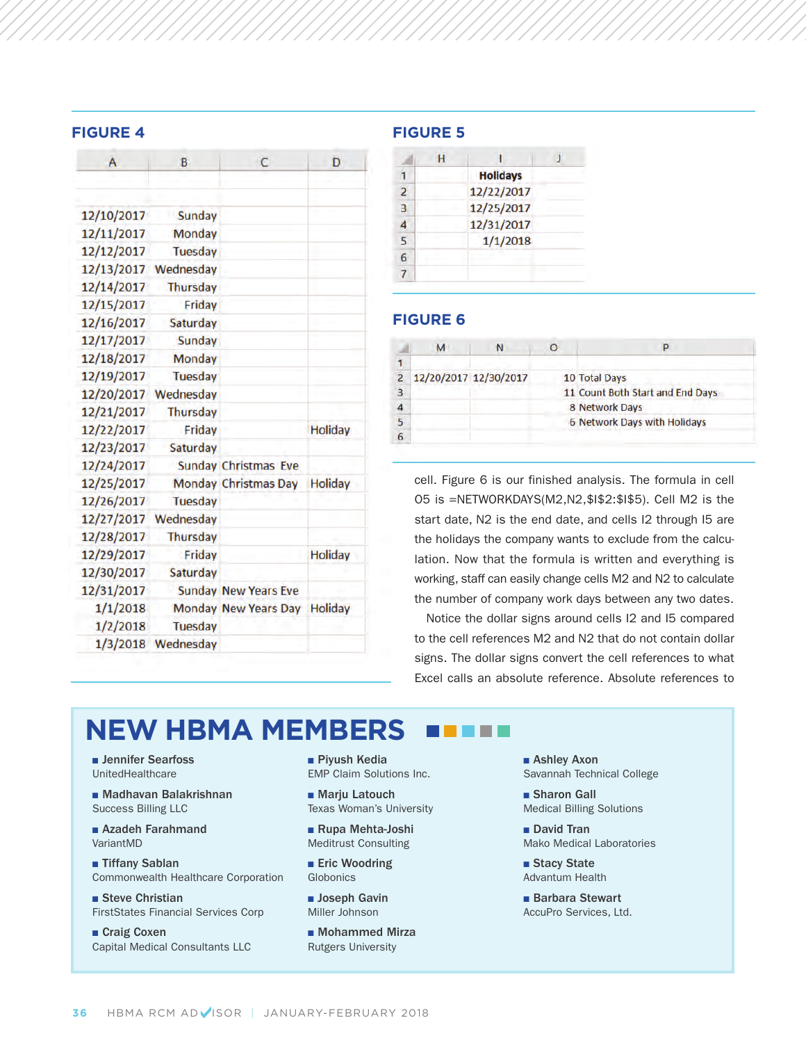### FIGURE 4

| A | B | C | D |
|---|---|---|---|
| | | | |
| 12/10/2017 | Sunday | | |
| 12/11/2017 | Monday | | |
| 12/12/2017 | Tuesday | | |
| 12/13/2017 | Wednesday | | |
| 12/14/2017 | Thursday | | |
| 12/15/2017 | Friday | | |
| 12/16/2017 | Saturday | | |
| 12/17/2017 | Sunday | | |
| 12/18/2017 | Monday | | |
| 12/19/2017 | Tuesday | | |
| 12/20/2017 | Wednesday | | |
| 12/21/2017 | Thursday | | |
| 12/22/2017 | Friday | | Holiday |
| 12/23/2017 | Saturday | | |
| 12/24/2017 | Sunday | Christmas Eve | |
| 12/25/2017 | Monday | Christmas Day | Holiday |
| 12/26/2017 | Tuesday | | |
| 12/27/2017 | Wednesday | | |
| 12/28/2017 | Thursday | | |
| 12/29/2017 | Friday | | Holiday |
| 12/30/2017 | Saturday | | |
| 12/31/2017 | Sunday | New Years Eve | |
| 1/1/2018 | Monday | New Years Day | Holiday |
| 1/2/2018 | Tuesday | | |
| 1/3/2018 | Wednesday | | |

### FIGURE 5

| | H | I | J |
|---|---|---|---|
| 1 | | **Holidays** | |
| 2 | | 12/22/2017 | |
| 3 | | 12/25/2017 | |
| 4 | | 12/31/2017 | |
| 5 | | 1/1/2018 | |
| 6 | | | |
| 7 | | | |

### FIGURE 6

| | M | N | O | P |
|---|---|---|---|---|
| 1 | | | | |
| 2 | 12/20/2017 | 12/30/2017 | | 10 Total Days |
| 3 | | | | 11 Count Both Start and End Days |
| 4 | | | | 8 Network Days |
| 5 | | | | 6 Network Days with Holidays |
| 6 | | | | |

cell. Figure 6 is our finished analysis. The formula in cell O5 is =NETWORKDAYS(M2,N2,$I$2:$I$5). Cell M2 is the start date, N2 is the end date, and cells I2 through I5 are the holidays the company wants to exclude from the calculation. Now that the formula is written and everything is working, staff can easily change cells M2 and N2 to calculate the number of company work days between any two dates.

Notice the dollar signs around cells I2 and I5 compared to the cell references M2 and N2 that do not contain dollar signs. The dollar signs convert the cell references to what Excel calls an absolute reference. Absolute references to

## NEW HBMA MEMBERS

- **Jennifer Searfoss**
  UnitedHealthcare
- **Madhavan Balakrishnan**
  Success Billing LLC
- **Azadeh Farahmand**
  VariantMD
- **Tiffany Sablan**
  Commonwealth Healthcare Corporation
- **Steve Christian**
  FirstStates Financial Services Corp
- **Craig Coxen**
  Capital Medical Consultants LLC
- **Piyush Kedia**
  EMP Claim Solutions Inc.
- **Marju Latouch**
  Texas Woman's University
- **Rupa Mehta-Joshi**
  Meditrust Consulting
- **Eric Woodring**
  Globonics
- **Joseph Gavin**
  Miller Johnson
- **Mohammed Mirza**
  Rutgers University
- **Ashley Axon**
  Savannah Technical College
- **Sharon Gall**
  Medical Billing Solutions
- **David Tran**
  Mako Medical Laboratories
- **Stacy State**
  Advantum Health
- **Barbara Stewart**
  AccuPro Services, Ltd.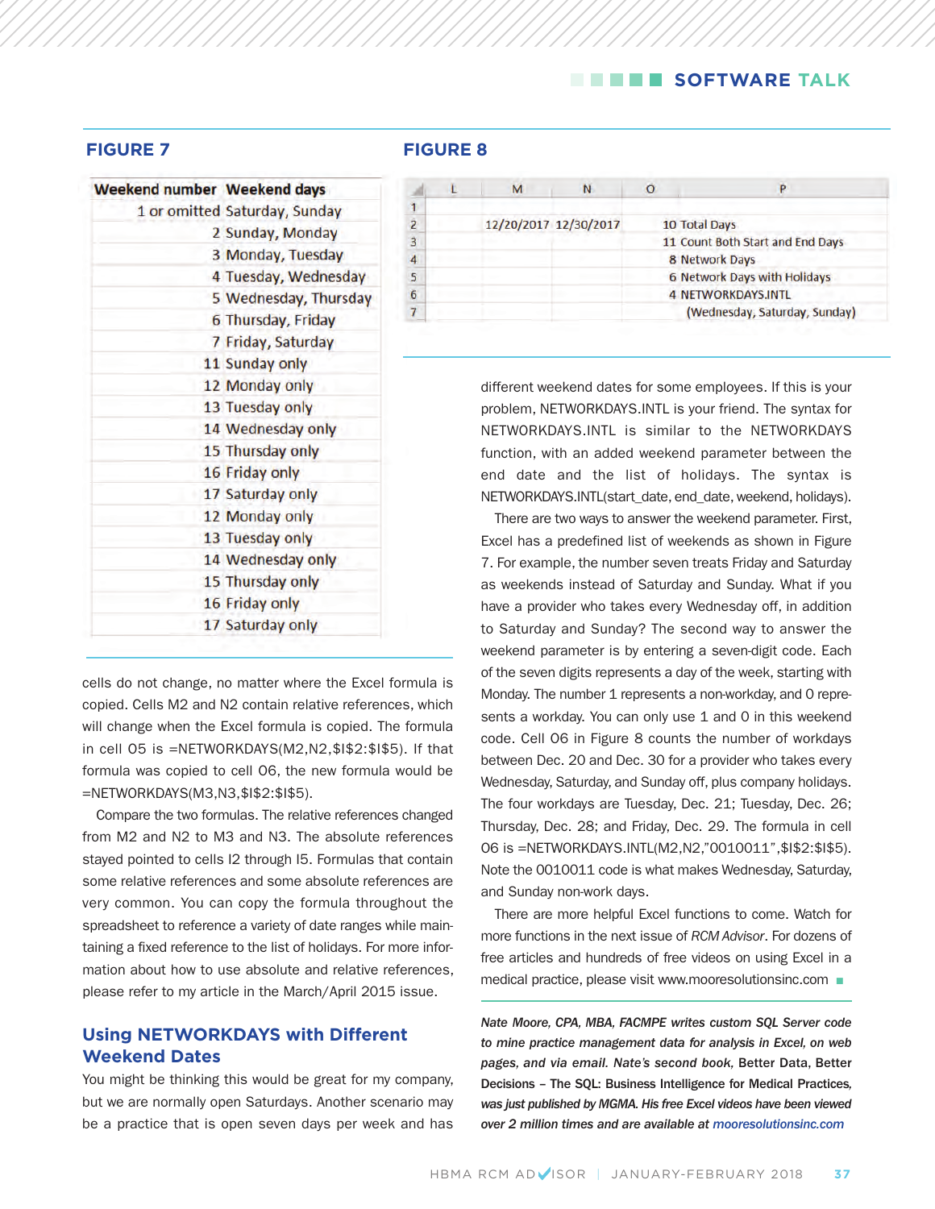## FIGURE 7

| Weekend number | Weekend days |
|---|---|
| 1 or omitted | Saturday, Sunday |
| 2 | Sunday, Monday |
| 3 | Monday, Tuesday |
| 4 | Tuesday, Wednesday |
| 5 | Wednesday, Thursday |
| 6 | Thursday, Friday |
| 7 | Friday, Saturday |
| 11 | Sunday only |
| 12 | Monday only |
| 13 | Tuesday only |
| 14 | Wednesday only |
| 15 | Thursday only |
| 16 | Friday only |
| 17 | Saturday only |
| 12 | Monday only |
| 13 | Tuesday only |
| 14 | Wednesday only |
| 15 | Thursday only |
| 16 | Friday only |
| 17 | Saturday only |

## FIGURE 8

| | L | M | N | O | P |
|---|---|---|---|---|---|
| 1 | | | | | |
| 2 | | 12/20/2017 | 12/30/2017 | 10 | Total Days |
| 3 | | | | 11 | Count Both Start and End Days |
| 4 | | | | 8 | Network Days |
| 5 | | | | 6 | Network Days with Holidays |
| 6 | | | | 4 | NETWORKDAYS.INTL |
| 7 | | | | | (Wednesday, Saturday, Sunday) |

cells do not change, no matter where the Excel formula is copied. Cells M2 and N2 contain relative references, which will change when the Excel formula is copied. The formula in cell O5 is =NETWORKDAYS(M2,N2,$I$2:$I$5). If that formula was copied to cell O6, the new formula would be =NETWORKDAYS(M3,N3,$I$2:$I$5).

Compare the two formulas. The relative references changed from M2 and N2 to M3 and N3. The absolute references stayed pointed to cells I2 through I5. Formulas that contain some relative references and some absolute references are very common. You can copy the formula throughout the spreadsheet to reference a variety of date ranges while maintaining a fixed reference to the list of holidays. For more information about how to use absolute and relative references, please refer to my article in the March/April 2015 issue.

## Using NETWORKDAYS with Different Weekend Dates

You might be thinking this would be great for my company, but we are normally open Saturdays. Another scenario may be a practice that is open seven days per week and has different weekend dates for some employees. If this is your problem, NETWORKDAYS.INTL is your friend. The syntax for NETWORKDAYS.INTL is similar to the NETWORKDAYS function, with an added weekend parameter between the end date and the list of holidays. The syntax is NETWORKDAYS.INTL(start_date, end_date, weekend, holidays).

There are two ways to answer the weekend parameter. First, Excel has a predefined list of weekends as shown in Figure 7. For example, the number seven treats Friday and Saturday as weekends instead of Saturday and Sunday. What if you have a provider who takes every Wednesday off, in addition to Saturday and Sunday? The second way to answer the weekend parameter is by entering a seven-digit code. Each of the seven digits represents a day of the week, starting with Monday. The number 1 represents a non-workday, and 0 represents a workday. You can only use 1 and 0 in this weekend code. Cell O6 in Figure 8 counts the number of workdays between Dec. 20 and Dec. 30 for a provider who takes every Wednesday, Saturday, and Sunday off, plus company holidays. The four workdays are Tuesday, Dec. 21; Tuesday, Dec. 26; Thursday, Dec. 28; and Friday, Dec. 29. The formula in cell O6 is =NETWORKDAYS.INTL(M2,N2,"0010011",$I$2:$I$5). Note the 0010011 code is what makes Wednesday, Saturday, and Sunday non-work days.

There are more helpful Excel functions to come. Watch for more functions in the next issue of *RCM Advisor*. For dozens of free articles and hundreds of free videos on using Excel in a medical practice, please visit www.mooresolutionsinc.com ■

***Nate Moore, CPA, MBA, FACMPE writes custom SQL Server code to mine practice management data for analysis in Excel, on web pages, and via email. Nate's second book,* Better Data, Better Decisions – The SQL: Business Intelligence for Medical Practices, *was just published by MGMA. His free Excel videos have been viewed over 2 million times and are available at mooresolutionsinc.com***